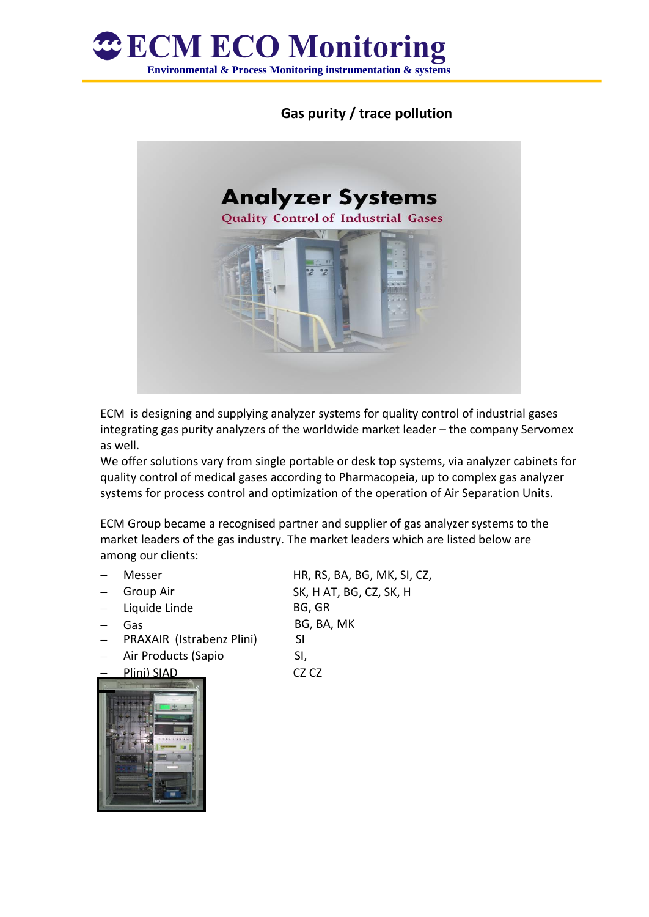## Gas purity / trace pollution

ECM is designing and supplying analyzer systems for quality control of industrial gases integrating gas purity analyzers of the worldwide market leader – the company Servomex as well.

We offer solutions vary from single portable or desk top systems, via analyzer cabinets for quality control of medical gases according to Pharmacopeia, up to complex gas analyzer systems for process control and optimization of the operation of Air Separation Units.

ECM Group became a recognised partner and supplier of gas analyzer systems to the market leaders of the gas industry. The market leaders which are listed below are among our clients:

| | |
|---|---|
| – Messer | HR, RS, BA, BG, MK, SI, CZ, |
| – Group Air | SK, H AT, BG, CZ, SK, H |
| – Liquide Linde | BG, GR |
| – Gas | BG, BA, MK |
| – PRAXAIR (Istrabenz Plini) | SI |
| – Air Products (Sapio | SI, |
| – Plini) SIAD | CZ CZ |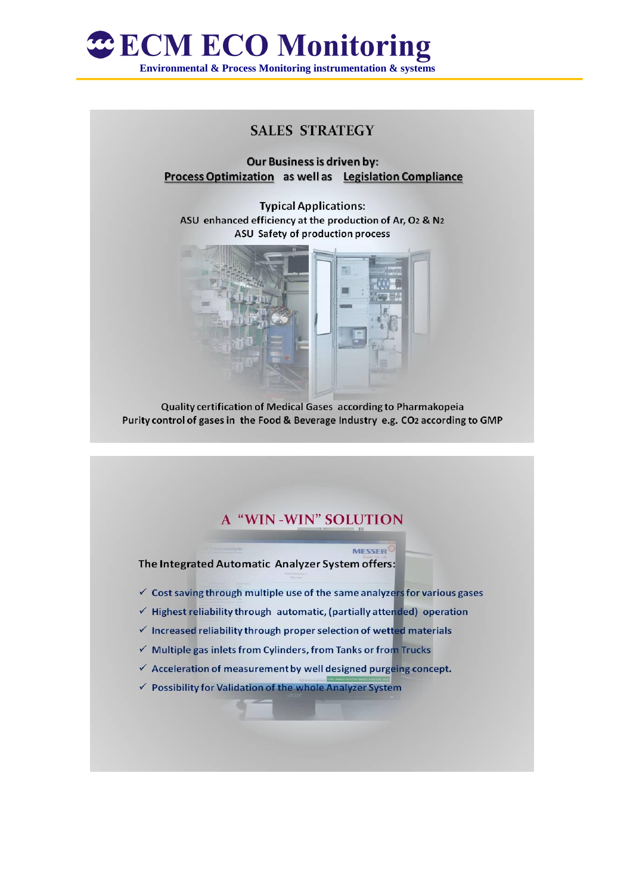# ECM ECO Monitoring

**Environmental & Process Monitoring instrumentation & systems**

## SALES STRATEGY

**Our Business is driven by:**
**Process Optimization** as well as **Legislation Compliance**

Typical Applications:
ASU enhanced efficiency at the production of Ar, $O_2$ & $N_2$
ASU Safety of production process

Quality certification of Medical Gases according to Pharmakopeia
Purity control of gases in the Food & Beverage Industry e.g. $CO_2$ according to GMP

## A "WIN -WIN" SOLUTION

The Integrated Automatic Analyzer System offers:

- ✓ Cost saving through multiple use of the same analyzers for various gases
- ✓ Highest reliability through automatic, (partially attended) operation
- ✓ Increased reliability through proper selection of wetted materials
- ✓ Multiple gas inlets from Cylinders, from Tanks or from Trucks
- ✓ Acceleration of measurement by well designed purgeing concept.
- ✓ Possibility for Validation of the whole Analyzer System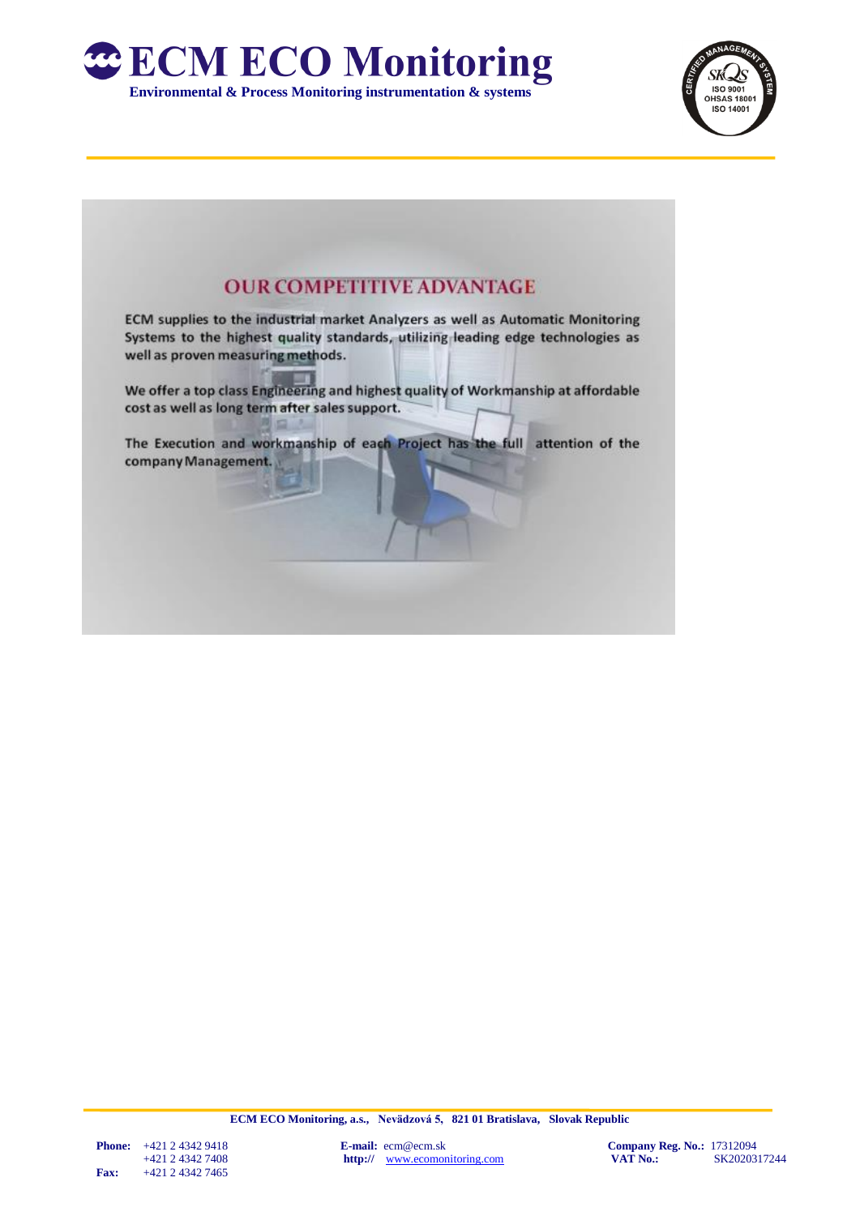## OUR COMPETITIVE ADVANTAGE

ECM supplies to the industrial market Analyzers as well as Automatic Monitoring Systems to the highest quality standards, utilizing leading edge technologies as well as proven measuring methods.

We offer a top class Engineering and highest quality of Workmanship at affordable cost as well as long term after sales support.

The Execution and workmanship of each Project has the full attention of the company Management.